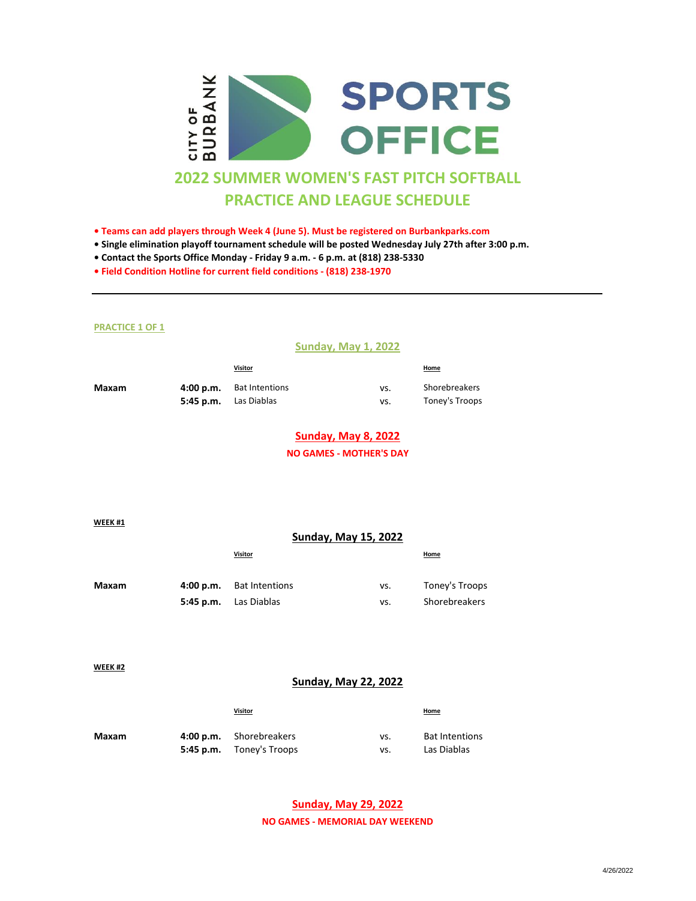CITY OF BURBANK

# SPORTS OFFICE

## 2022 SUMMER WOMEN'S FAST PITCH SOFTBALL
## PRACTICE AND LEAGUE SCHEDULE

- **Teams can add players through Week 4 (June 5). Must be registered on Burbankparks.com**
- **Single elimination playoff tournament schedule will be posted Wednesday July 27th after 3:00 p.m.**
- **Contact the Sports Office Monday - Friday 9 a.m. - 6 p.m. at (818) 238-5330**
- **Field Condition Hotline for current field conditions - (818) 238-1970**

---

**PRACTICE 1 OF 1**

### Sunday, May 1, 2022

| | | Visitor | | Home |
|---|---|---|---|---|
| **Maxam** | **4:00 p.m.** | Bat Intentions | vs. | Shorebreakers |
| | **5:45 p.m.** | Las Diablas | vs. | Toney's Troops |

### Sunday, May 8, 2022

**NO GAMES - MOTHER'S DAY**

**WEEK #1**

### Sunday, May 15, 2022

| | | Visitor | | Home |
|---|---|---|---|---|
| **Maxam** | **4:00 p.m.** | Bat Intentions | vs. | Toney's Troops |
| | **5:45 p.m.** | Las Diablas | vs. | Shorebreakers |

**WEEK #2**

### Sunday, May 22, 2022

| | | Visitor | | Home |
|---|---|---|---|---|
| **Maxam** | **4:00 p.m.** | Shorebreakers | vs. | Bat Intentions |
| | **5:45 p.m.** | Toney's Troops | vs. | Las Diablas |

### Sunday, May 29, 2022

**NO GAMES - MEMORIAL DAY WEEKEND**

4/26/2022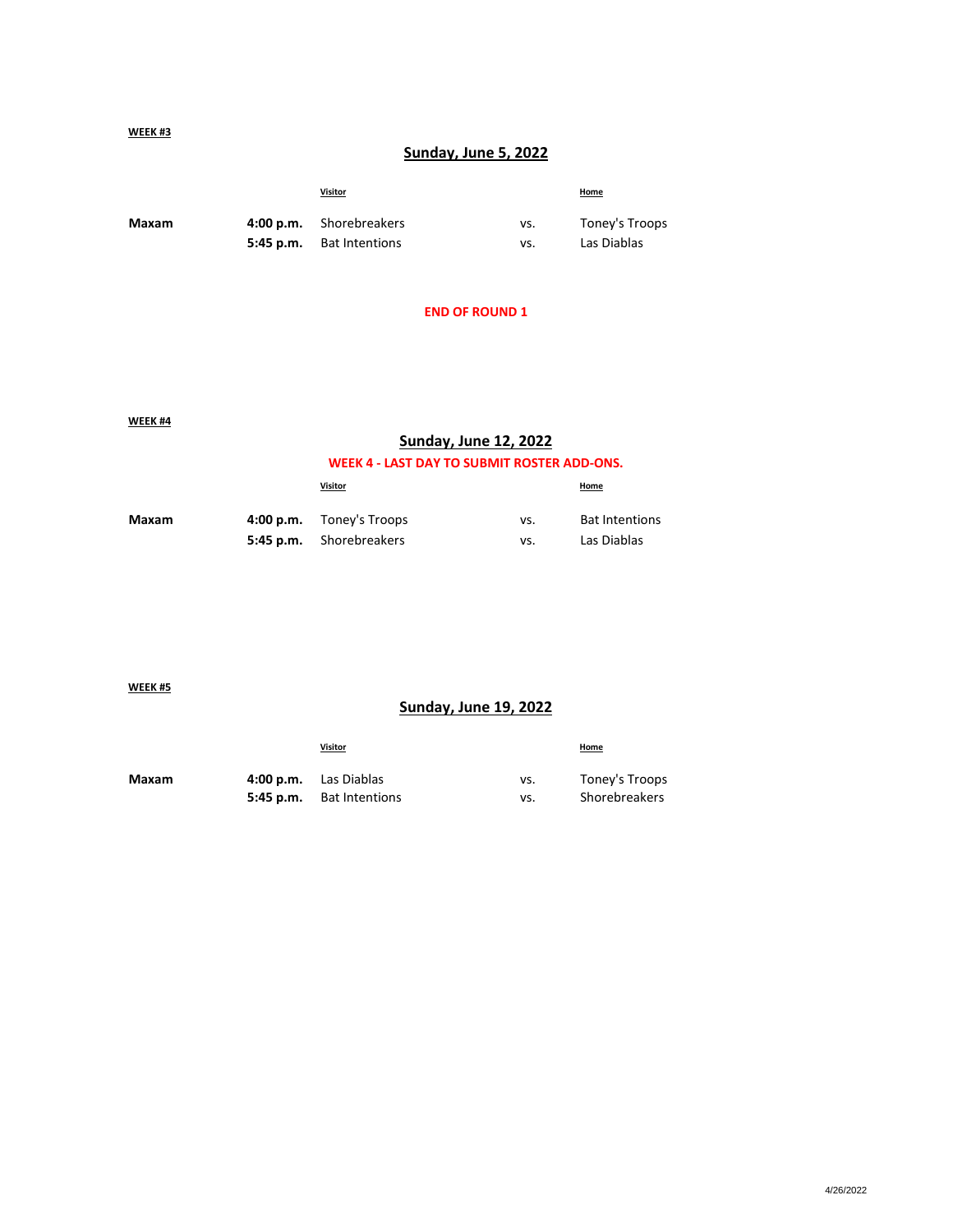**WEEK #3**

## Sunday, June 5, 2022

| | | Visitor | | Home |
|---|---|---|---|---|
| **Maxam** | **4:00 p.m.** | Shorebreakers | vs. | Toney's Troops |
| | **5:45 p.m.** | Bat Intentions | vs. | Las Diablas |

**END OF ROUND 1**

**WEEK #4**

## Sunday, June 12, 2022

**WEEK 4 - LAST DAY TO SUBMIT ROSTER ADD-ONS.**

| | | Visitor | | Home |
|---|---|---|---|---|
| **Maxam** | **4:00 p.m.** | Toney's Troops | vs. | Bat Intentions |
| | **5:45 p.m.** | Shorebreakers | vs. | Las Diablas |

**WEEK #5**

## Sunday, June 19, 2022

| | | Visitor | | Home |
|---|---|---|---|---|
| **Maxam** | **4:00 p.m.** | Las Diablas | vs. | Toney's Troops |
| | **5:45 p.m.** | Bat Intentions | vs. | Shorebreakers |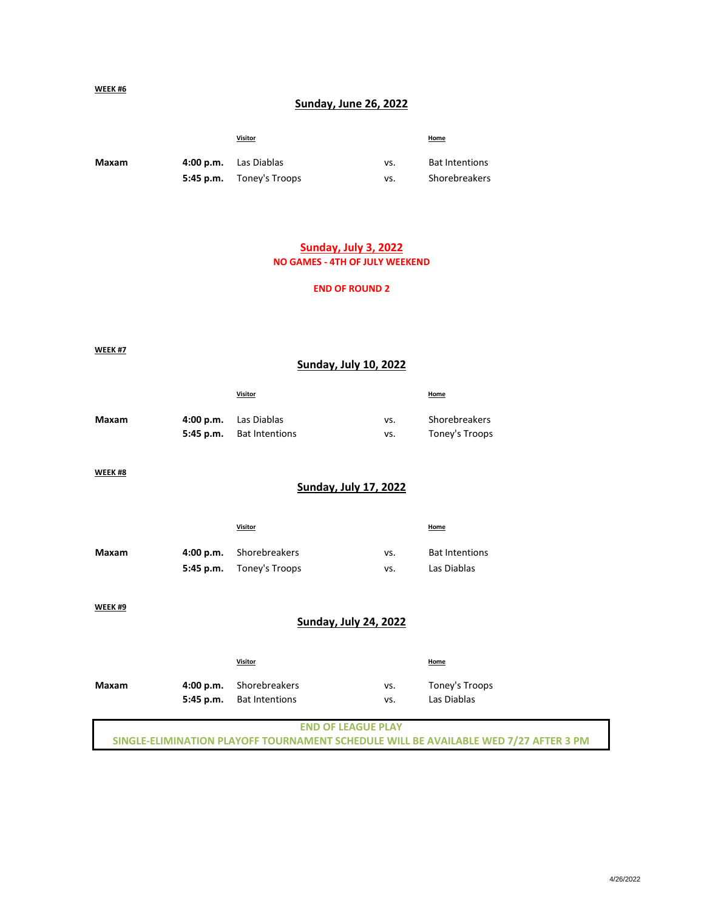**WEEK #6**

## Sunday, June 26, 2022

| | | Visitor | | Home |
|---|---|---|---|---|
| **Maxam** | **4:00 p.m.** | Las Diablas | vs. | Bat Intentions |
| | **5:45 p.m.** | Toney's Troops | vs. | Shorebreakers |

## Sunday, July 3, 2022

**NO GAMES - 4TH OF JULY WEEKEND**

**END OF ROUND 2**

**WEEK #7**

## Sunday, July 10, 2022

| | | Visitor | | Home |
|---|---|---|---|---|
| **Maxam** | **4:00 p.m.** | Las Diablas | vs. | Shorebreakers |
| | **5:45 p.m.** | Bat Intentions | vs. | Toney's Troops |

**WEEK #8**

## Sunday, July 17, 2022

| | | Visitor | | Home |
|---|---|---|---|---|
| **Maxam** | **4:00 p.m.** | Shorebreakers | vs. | Bat Intentions |
| | **5:45 p.m.** | Toney's Troops | vs. | Las Diablas |

**WEEK #9**

## Sunday, July 24, 2022

| | | Visitor | | Home |
|---|---|---|---|---|
| **Maxam** | **4:00 p.m.** | Shorebreakers | vs. | Toney's Troops |
| | **5:45 p.m.** | Bat Intentions | vs. | Las Diablas |

**END OF LEAGUE PLAY**

**SINGLE-ELIMINATION PLAYOFF TOURNAMENT SCHEDULE WILL BE AVAILABLE WED 7/27 AFTER 3 PM**

4/26/2022